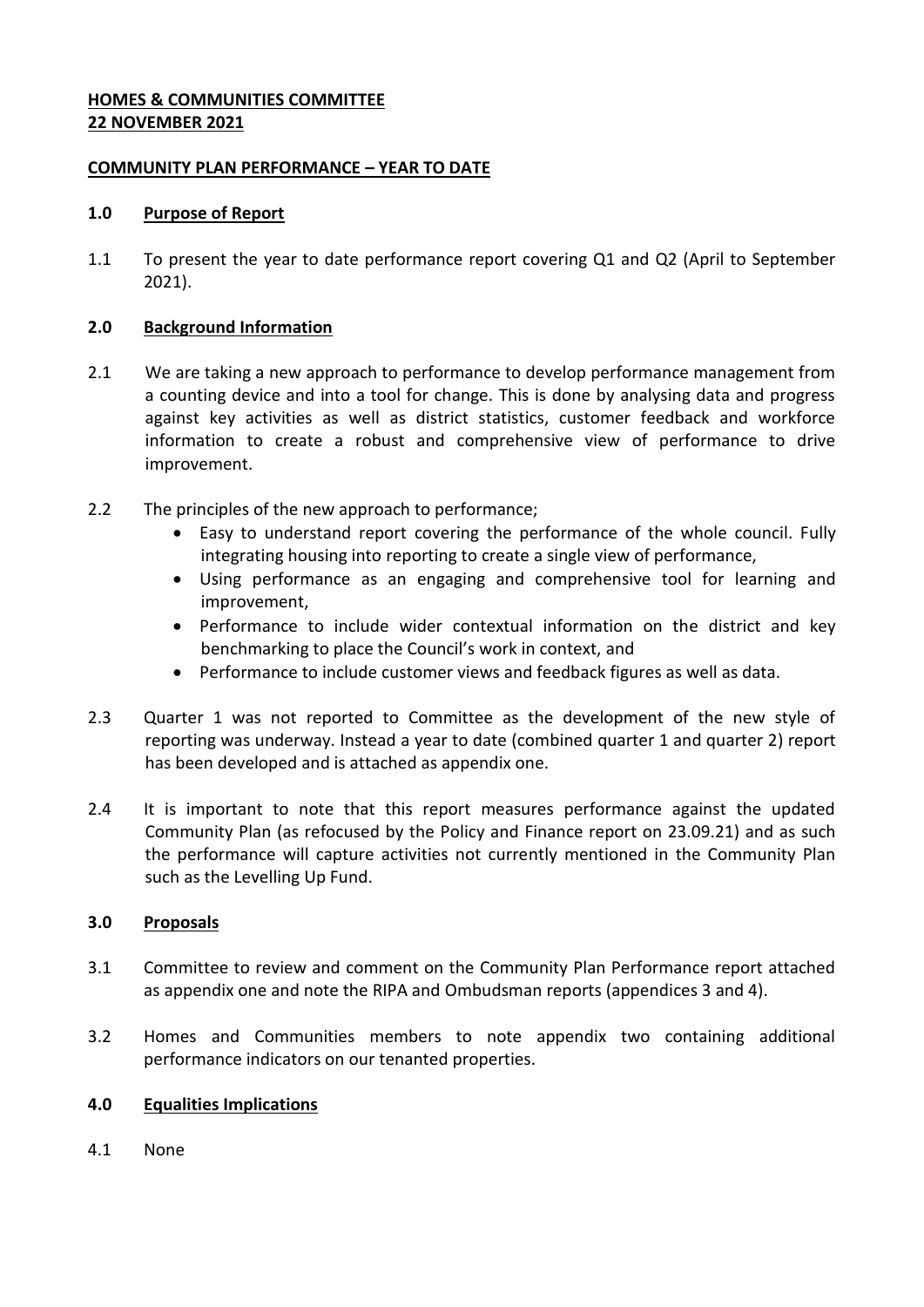**HOMES & COMMUNITIES COMMITTEE**
**22 NOVEMBER 2021**

**COMMUNITY PLAN PERFORMANCE – YEAR TO DATE**

## 1.0 Purpose of Report

1.1 To present the year to date performance report covering Q1 and Q2 (April to September 2021).

## 2.0 Background Information

2.1 We are taking a new approach to performance to develop performance management from a counting device and into a tool for change. This is done by analysing data and progress against key activities as well as district statistics, customer feedback and workforce information to create a robust and comprehensive view of performance to drive improvement.

2.2 The principles of the new approach to performance;

- Easy to understand report covering the performance of the whole council. Fully integrating housing into reporting to create a single view of performance,
- Using performance as an engaging and comprehensive tool for learning and improvement,
- Performance to include wider contextual information on the district and key benchmarking to place the Council's work in context, and
- Performance to include customer views and feedback figures as well as data.

2.3 Quarter 1 was not reported to Committee as the development of the new style of reporting was underway. Instead a year to date (combined quarter 1 and quarter 2) report has been developed and is attached as appendix one.

2.4 It is important to note that this report measures performance against the updated Community Plan (as refocused by the Policy and Finance report on 23.09.21) and as such the performance will capture activities not currently mentioned in the Community Plan such as the Levelling Up Fund.

## 3.0 Proposals

3.1 Committee to review and comment on the Community Plan Performance report attached as appendix one and note the RIPA and Ombudsman reports (appendices 3 and 4).

3.2 Homes and Communities members to note appendix two containing additional performance indicators on our tenanted properties.

## 4.0 Equalities Implications

4.1 None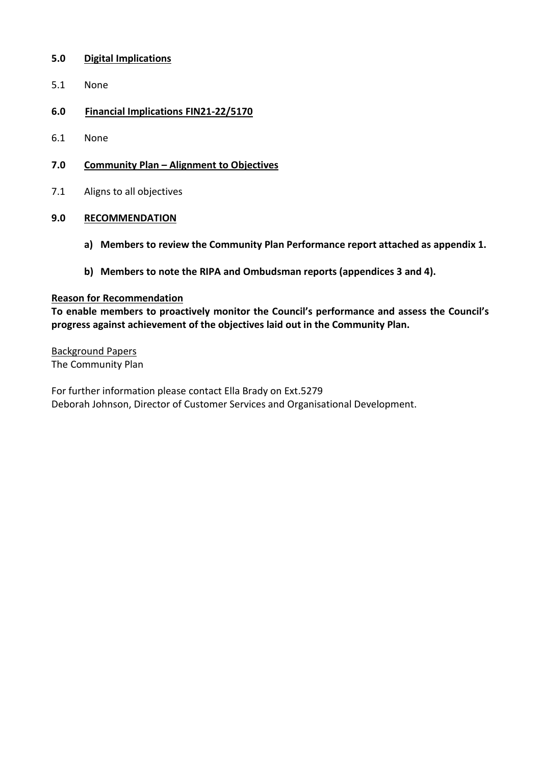## 5.0 Digital Implications

5.1 None

## 6.0 Financial Implications FIN21-22/5170

6.1 None

## 7.0 Community Plan – Alignment to Objectives

7.1 Aligns to all objectives

## 9.0 RECOMMENDATION

a) **Members to review the Community Plan Performance report attached as appendix 1.**

b) **Members to note the RIPA and Ombudsman reports (appendices 3 and 4).**

**Reason for Recommendation**

**To enable members to proactively monitor the Council's performance and assess the Council's progress against achievement of the objectives laid out in the Community Plan.**

Background Papers
The Community Plan

For further information please contact Ella Brady on Ext.5279
Deborah Johnson, Director of Customer Services and Organisational Development.